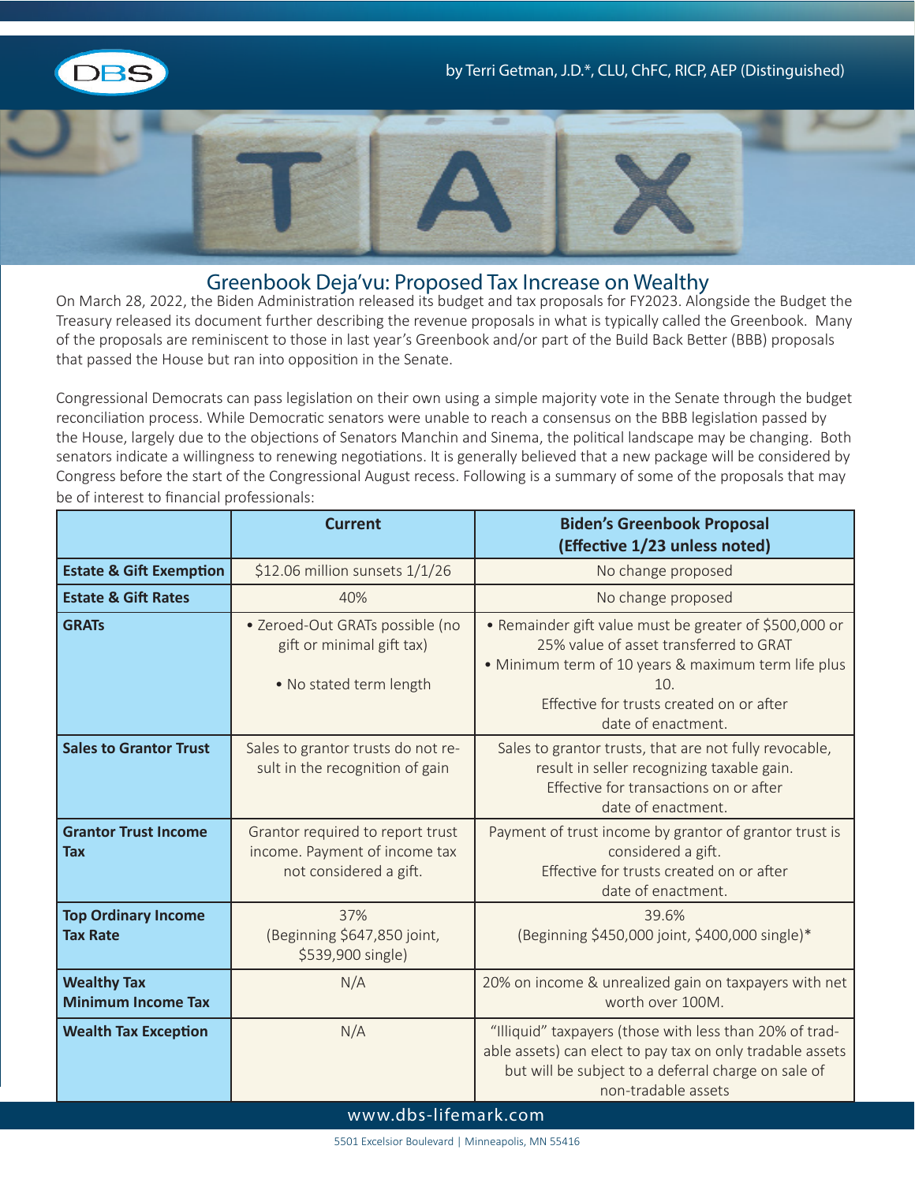by Terri Getman, J.D.*, CLU, ChFC, RICP, AEP (Distinguished)

# Greenbook Deja'vu: Proposed Tax Increase on Wealthy

On March 28, 2022, the Biden Administration released its budget and tax proposals for FY2023. Alongside the Budget the Treasury released its document further describing the revenue proposals in what is typically called the Greenbook. Many of the proposals are reminiscent to those in last year's Greenbook and/or part of the Build Back Better (BBB) proposals that passed the House but ran into opposition in the Senate.

Congressional Democrats can pass legislation on their own using a simple majority vote in the Senate through the budget reconciliation process. While Democratic senators were unable to reach a consensus on the BBB legislation passed by the House, largely due to the objections of Senators Manchin and Sinema, the political landscape may be changing. Both senators indicate a willingness to renewing negotiations. It is generally believed that a new package will be considered by Congress before the start of the Congressional August recess. Following is a summary of some of the proposals that may be of interest to financial professionals:

| | Current | Biden's Greenbook Proposal (Effective 1/23 unless noted) |
|---|---|---|
| **Estate & Gift Exemption** | $12.06 million sunsets 1/1/26 | No change proposed |
| **Estate & Gift Rates** | 40% | No change proposed |
| **GRATs** | • Zeroed-Out GRATs possible (no gift or minimal gift tax)<br>• No stated term length | • Remainder gift value must be greater of $500,000 or 25% value of asset transferred to GRAT<br>• Minimum term of 10 years & maximum term life plus 10.<br>Effective for trusts created on or after date of enactment. |
| **Sales to Grantor Trust** | Sales to grantor trusts do not result in the recognition of gain | Sales to grantor trusts, that are not fully revocable, result in seller recognizing taxable gain.<br>Effective for transactions on or after date of enactment. |
| **Grantor Trust Income Tax** | Grantor required to report trust income. Payment of income tax not considered a gift. | Payment of trust income by grantor of grantor trust is considered a gift.<br>Effective for trusts created on or after date of enactment. |
| **Top Ordinary Income Tax Rate** | 37%<br>(Beginning $647,850 joint, $539,900 single) | 39.6%<br>(Beginning $450,000 joint, $400,000 single)* |
| **Wealthy Tax Minimum Income Tax** | N/A | 20% on income & unrealized gain on taxpayers with net worth over 100M. |
| **Wealth Tax Exception** | N/A | "Illiquid" taxpayers (those with less than 20% of tradable assets) can elect to pay tax on only tradable assets but will be subject to a deferral charge on sale of non-tradable assets |

www.dbs-lifemark.com

5501 Excelsior Boulevard | Minneapolis, MN 55416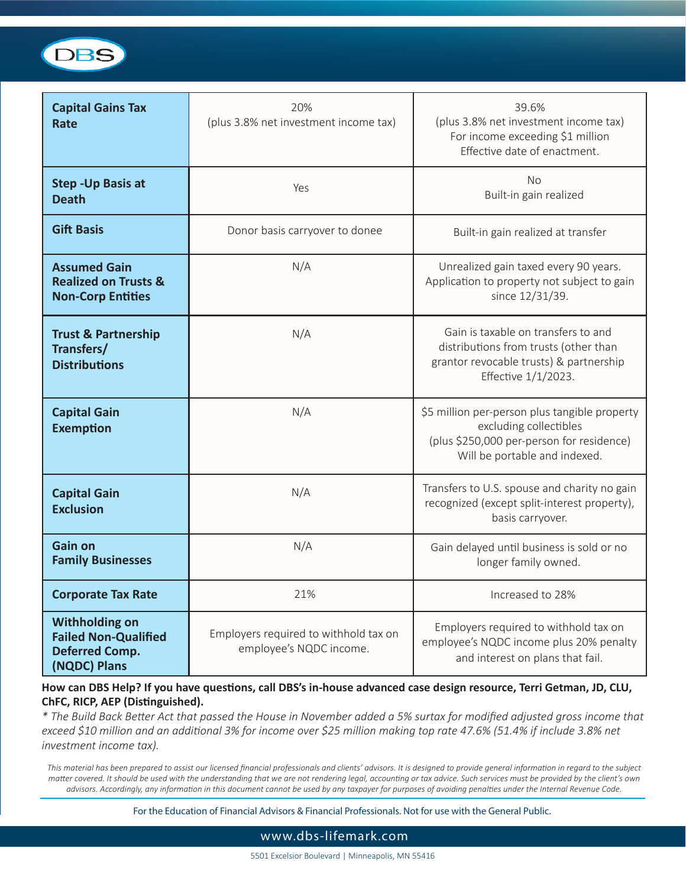| | | |
|---|---|---|
| **Capital Gains Tax Rate** | 20% (plus 3.8% net investment income tax) | 39.6% (plus 3.8% net investment income tax) For income exceeding $1 million Effective date of enactment. |
| **Step -Up Basis at Death** | Yes | No Built-in gain realized |
| **Gift Basis** | Donor basis carryover to donee | Built-in gain realized at transfer |
| **Assumed Gain Realized on Trusts & Non-Corp Entities** | N/A | Unrealized gain taxed every 90 years. Application to property not subject to gain since 12/31/39. |
| **Trust & Partnership Transfers/ Distributions** | N/A | Gain is taxable on transfers to and distributions from trusts (other than grantor revocable trusts) & partnership Effective 1/1/2023. |
| **Capital Gain Exemption** | N/A | $5 million per-person plus tangible property excluding collectibles (plus $250,000 per-person for residence) Will be portable and indexed. |
| **Capital Gain Exclusion** | N/A | Transfers to U.S. spouse and charity no gain recognized (except split-interest property), basis carryover. |
| **Gain on Family Businesses** | N/A | Gain delayed until business is sold or no longer family owned. |
| **Corporate Tax Rate** | 21% | Increased to 28% |
| **Withholding on Failed Non-Qualified Deferred Comp. (NQDC) Plans** | Employers required to withhold tax on employee's NQDC income. | Employers required to withhold tax on employee's NQDC income plus 20% penalty and interest on plans that fail. |

**How can DBS Help? If you have questions, call DBS's in-house advanced case design resource, Terri Getman, JD, CLU, ChFC, RICP, AEP (Distinguished).**

*\* The Build Back Better Act that passed the House in November added a 5% surtax for modified adjusted gross income that exceed $10 million and an additional 3% for income over $25 million making top rate 47.6% (51.4% if include 3.8% net investment income tax).*

*This material has been prepared to assist our licensed financial professionals and clients' advisors. It is designed to provide general information in regard to the subject matter covered. It should be used with the understanding that we are not rendering legal, accounting or tax advice. Such services must be provided by the client's own advisors. Accordingly, any information in this document cannot be used by any taxpayer for purposes of avoiding penalties under the Internal Revenue Code.*

For the Education of Financial Advisors & Financial Professionals. Not for use with the General Public.

www.dbs-lifemark.com

5501 Excelsior Boulevard | Minneapolis, MN 55416